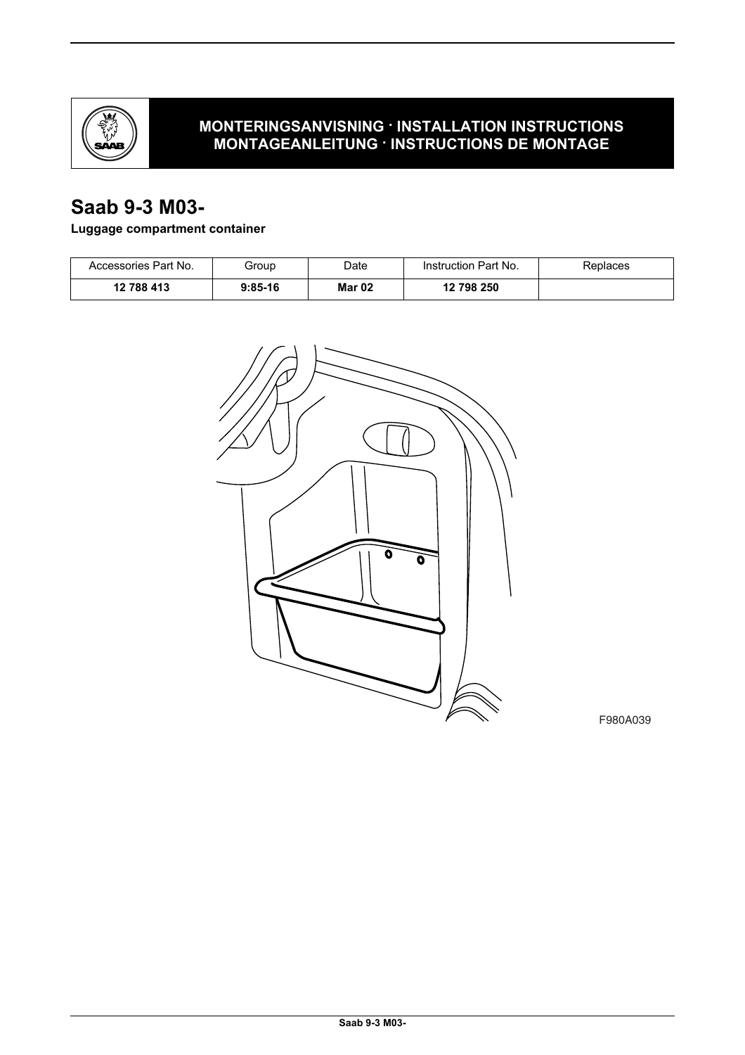**MONTERINGSANVISNING · INSTALLATION INSTRUCTIONS**
**MONTAGEANLEITUNG · INSTRUCTIONS DE MONTAGE**

# Saab 9-3 M03-

**Luggage compartment container**

| Accessories Part No. | Group | Date | Instruction Part No. | Replaces |
|---|---|---|---|---|
| **12 788 413** | **9:85-16** | **Mar 02** | **12 798 250** | |

F980A039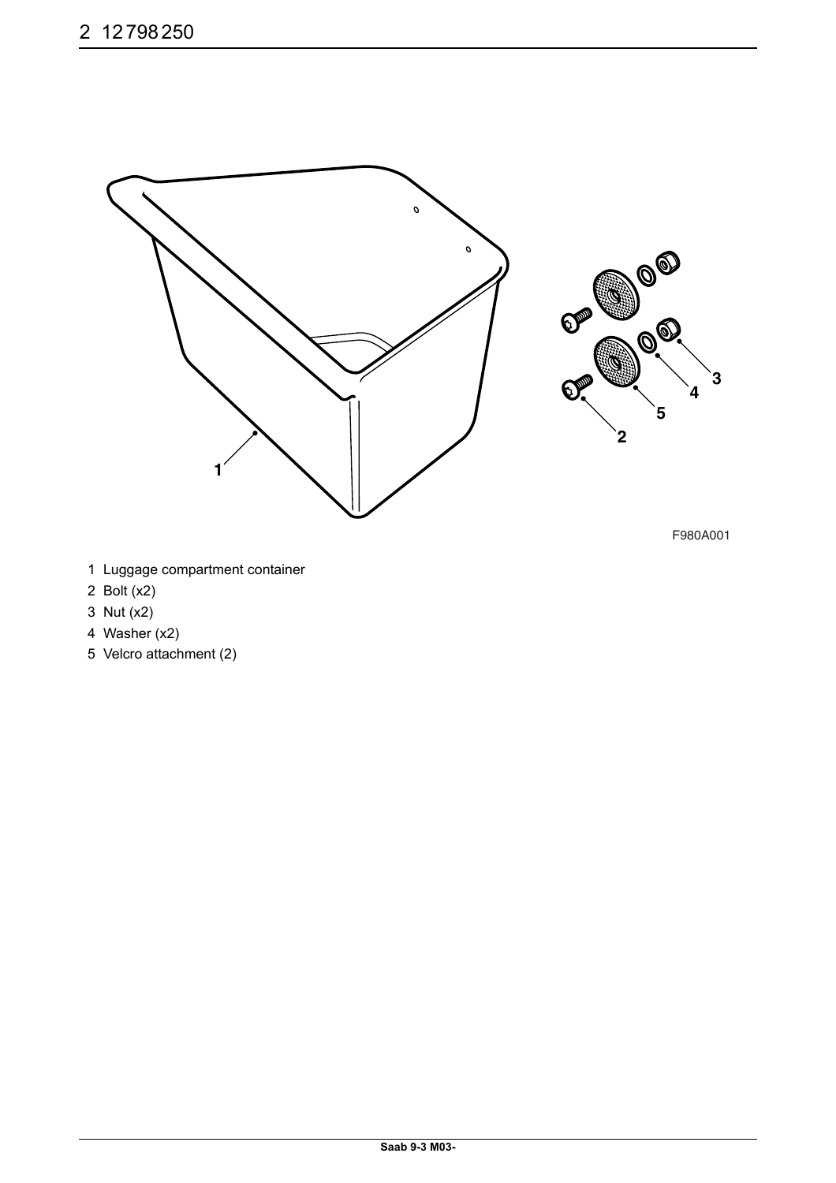F980A001

1 Luggage compartment container
2 Bolt (x2)
3 Nut (x2)
4 Washer (x2)
5 Velcro attachment (2)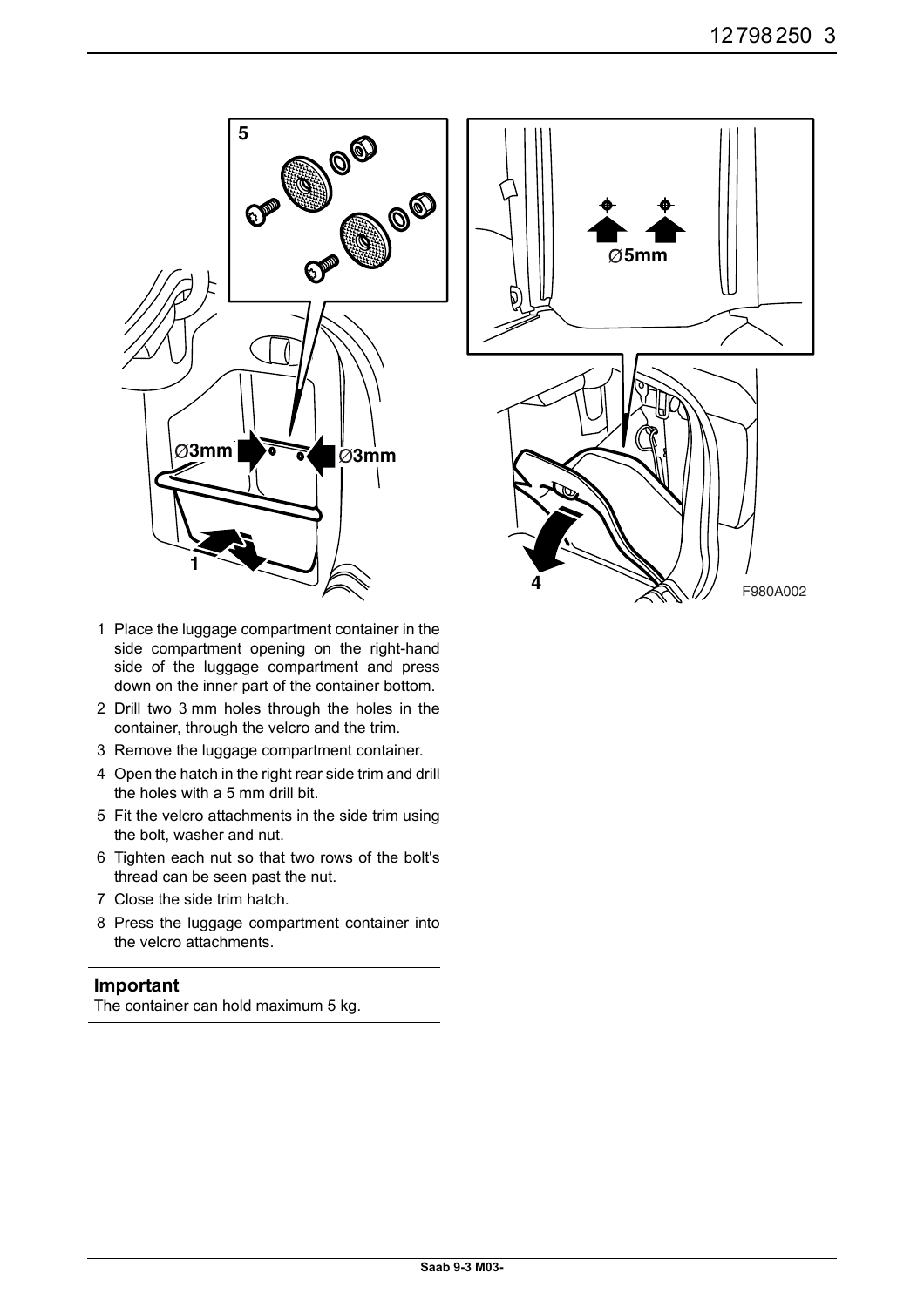1 Place the luggage compartment container in the side compartment opening on the right-hand side of the luggage compartment and press down on the inner part of the container bottom.
2 Drill two 3 mm holes through the holes in the container, through the velcro and the trim.
3 Remove the luggage compartment container.
4 Open the hatch in the right rear side trim and drill the holes with a 5 mm drill bit.
5 Fit the velcro attachments in the side trim using the bolt, washer and nut.
6 Tighten each nut so that two rows of the bolt's thread can be seen past the nut.
7 Close the side trim hatch.
8 Press the luggage compartment container into the velcro attachments.

**Important**

The container can hold maximum 5 kg.